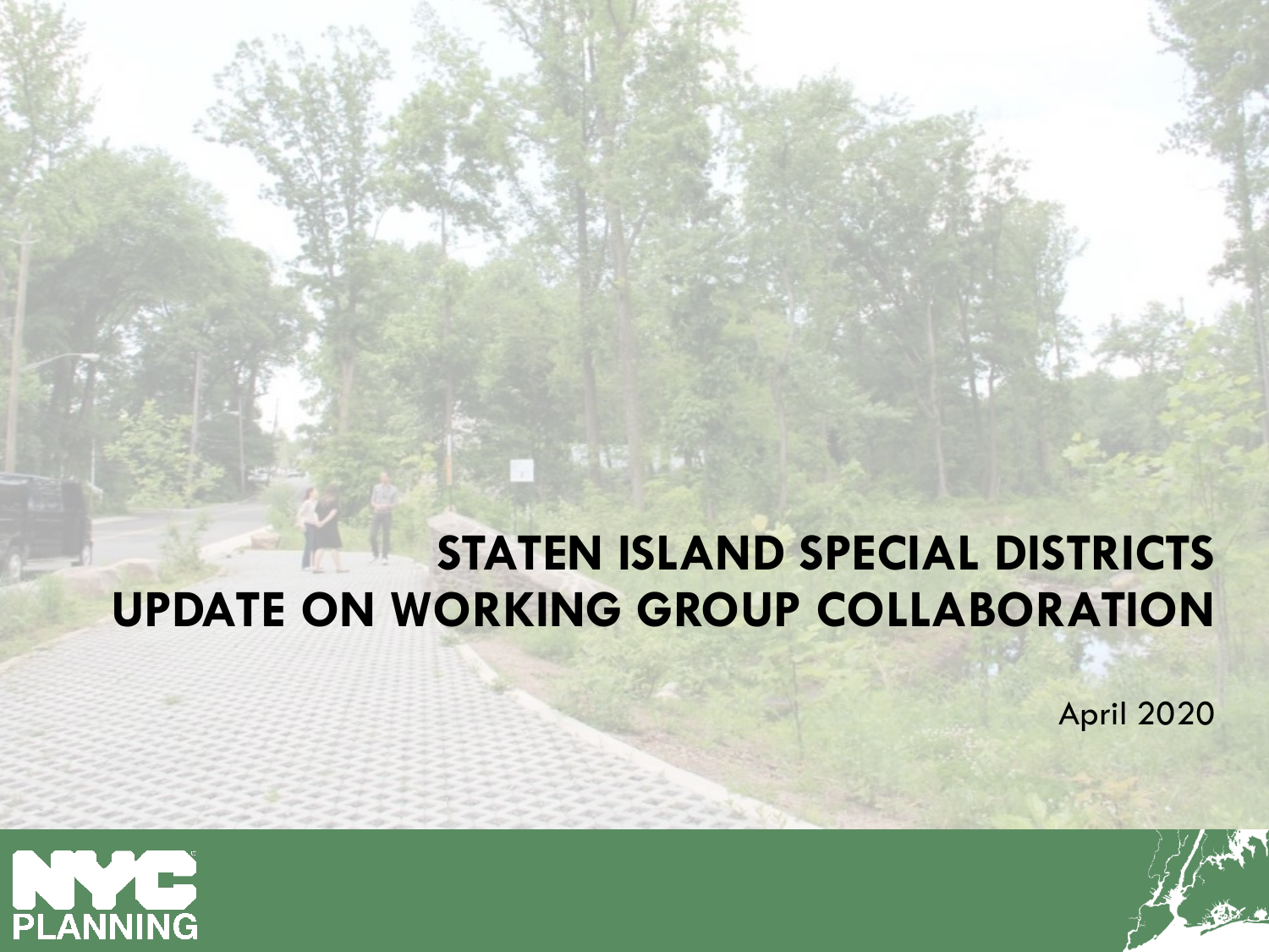# STATEN ISLAND SPECIAL DISTRICTS
# UPDATE ON WORKING GROUP COLLABORATION

April 2020

NYC PLANNING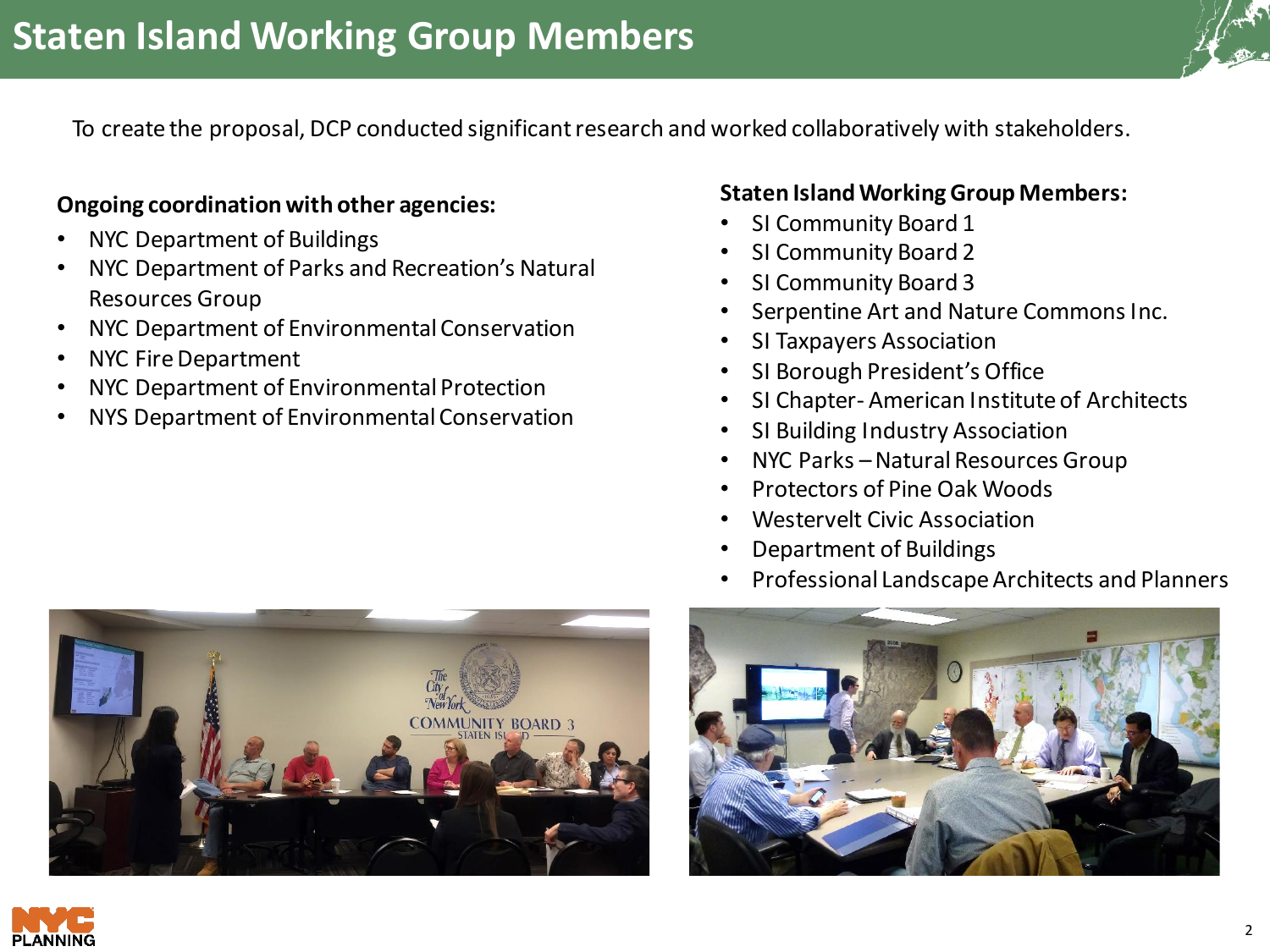# Staten Island Working Group Members

To create the proposal, DCP conducted significant research and worked collaboratively with stakeholders.

**Ongoing coordination with other agencies:**

- NYC Department of Buildings
- NYC Department of Parks and Recreation's Natural Resources Group
- NYC Department of Environmental Conservation
- NYC Fire Department
- NYC Department of Environmental Protection
- NYS Department of Environmental Conservation

**Staten Island Working Group Members:**

- SI Community Board 1
- SI Community Board 2
- SI Community Board 3
- Serpentine Art and Nature Commons Inc.
- SI Taxpayers Association
- SI Borough President's Office
- SI Chapter- American Institute of Architects
- SI Building Industry Association
- NYC Parks – Natural Resources Group
- Protectors of Pine Oak Woods
- Westervelt Civic Association
- Department of Buildings
- Professional Landscape Architects and Planners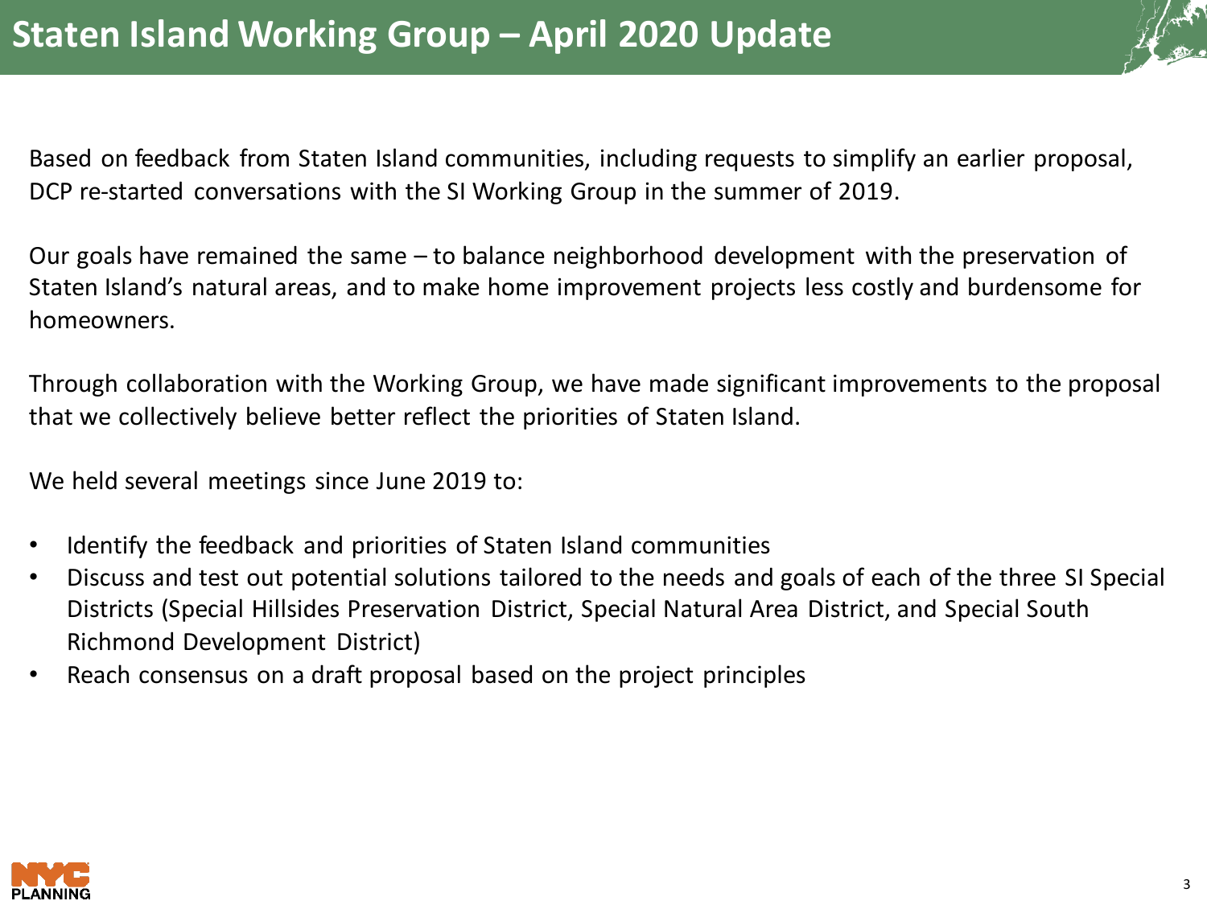# Staten Island Working Group – April 2020 Update

Based on feedback from Staten Island communities, including requests to simplify an earlier proposal, DCP re-started conversations with the SI Working Group in the summer of 2019.

Our goals have remained the same – to balance neighborhood development with the preservation of Staten Island's natural areas, and to make home improvement projects less costly and burdensome for homeowners.

Through collaboration with the Working Group, we have made significant improvements to the proposal that we collectively believe better reflect the priorities of Staten Island.

We held several meetings since June 2019 to:

- Identify the feedback and priorities of Staten Island communities
- Discuss and test out potential solutions tailored to the needs and goals of each of the three SI Special Districts (Special Hillsides Preservation District, Special Natural Area District, and Special South Richmond Development District)
- Reach consensus on a draft proposal based on the project principles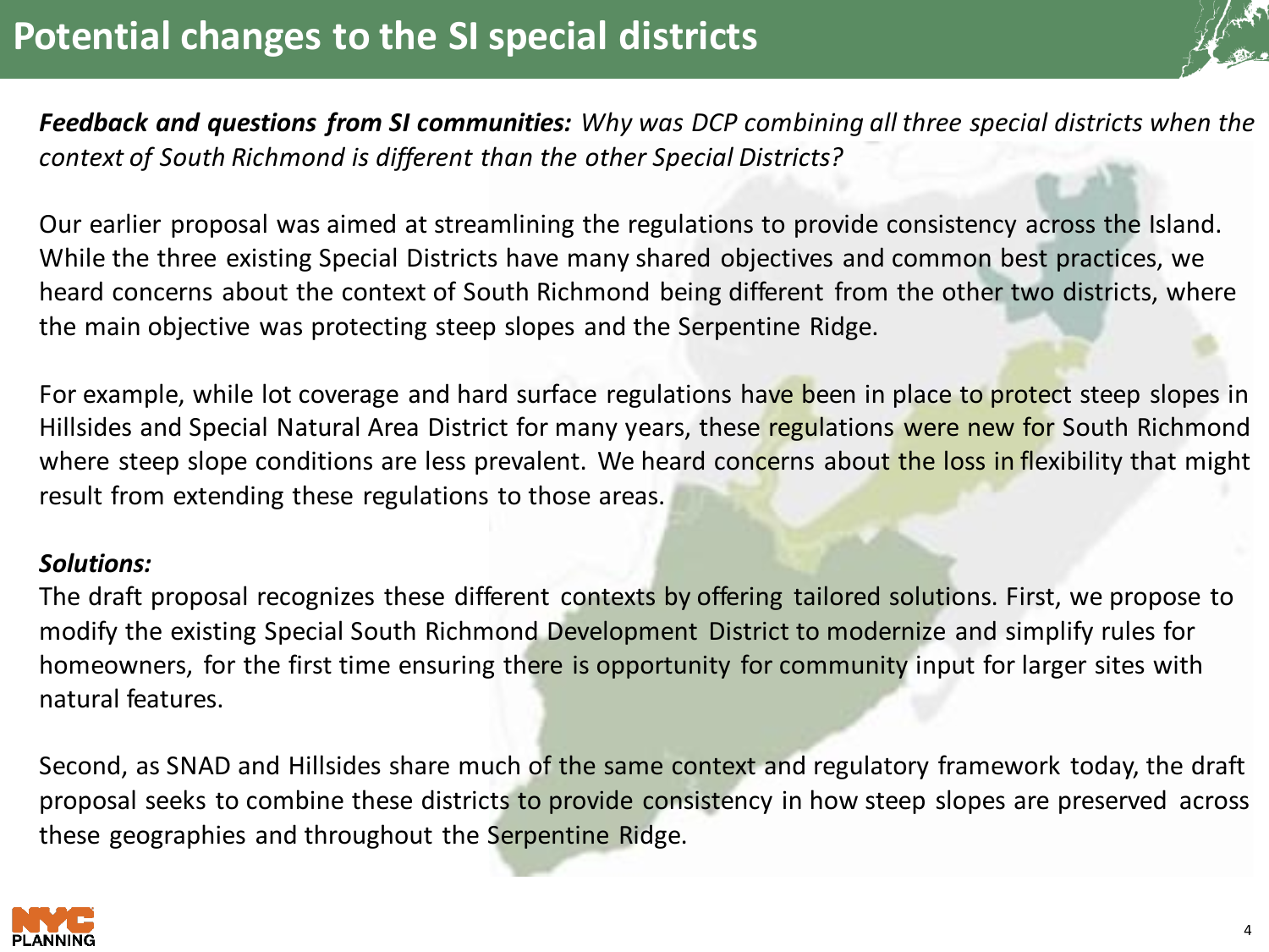# Potential changes to the SI special districts

***Feedback and questions from SI communities:*** *Why was DCP combining all three special districts when the context of South Richmond is different than the other Special Districts?*

Our earlier proposal was aimed at streamlining the regulations to provide consistency across the Island. While the three existing Special Districts have many shared objectives and common best practices, we heard concerns about the context of South Richmond being different from the other two districts, where the main objective was protecting steep slopes and the Serpentine Ridge.

For example, while lot coverage and hard surface regulations have been in place to protect steep slopes in Hillsides and Special Natural Area District for many years, these regulations were new for South Richmond where steep slope conditions are less prevalent. We heard concerns about the loss in flexibility that might result from extending these regulations to those areas.

***Solutions:***

The draft proposal recognizes these different contexts by offering tailored solutions. First, we propose to modify the existing Special South Richmond Development District to modernize and simplify rules for homeowners, for the first time ensuring there is opportunity for community input for larger sites with natural features.

Second, as SNAD and Hillsides share much of the same context and regulatory framework today, the draft proposal seeks to combine these districts to provide consistency in how steep slopes are preserved across these geographies and throughout the Serpentine Ridge.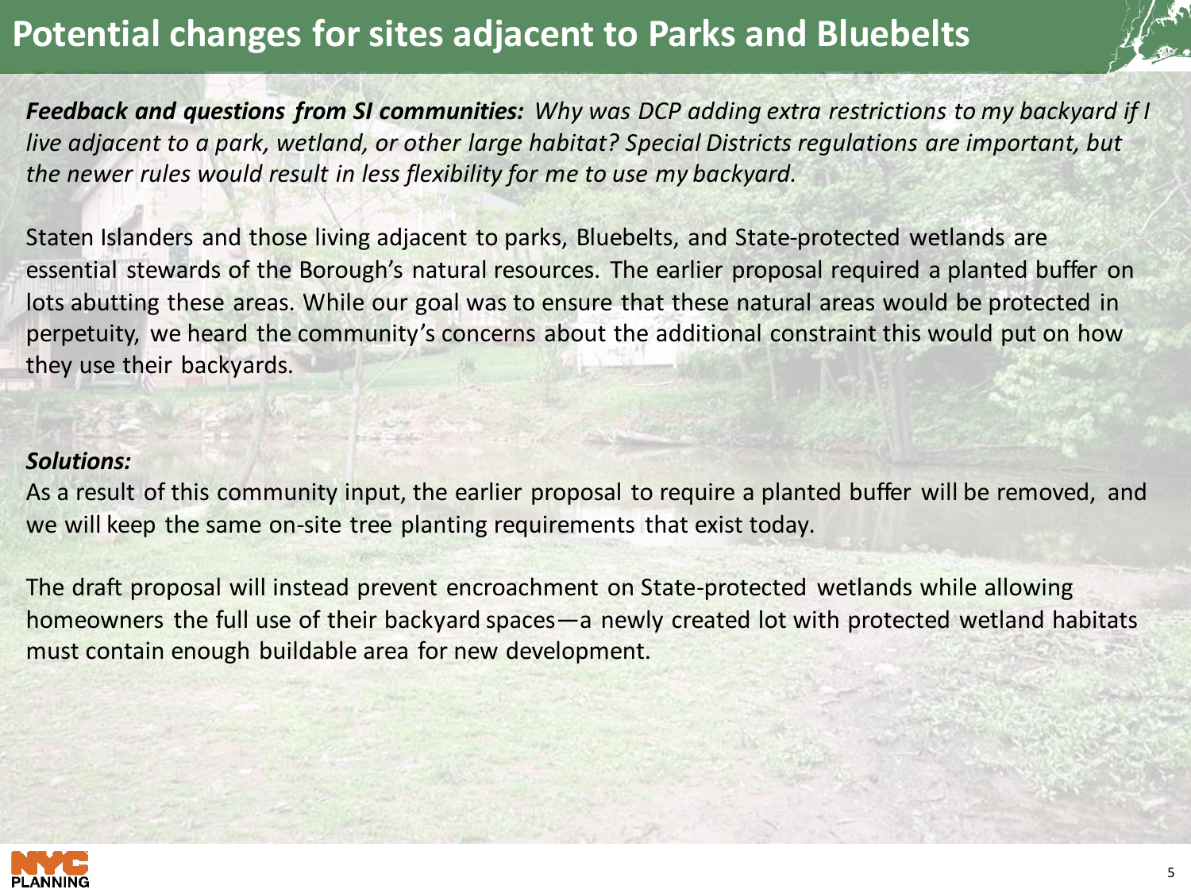# Potential changes for sites adjacent to Parks and Bluebelts

***Feedback and questions from SI communities:*** *Why was DCP adding extra restrictions to my backyard if I live adjacent to a park, wetland, or other large habitat? Special Districts regulations are important, but the newer rules would result in less flexibility for me to use my backyard.*

Staten Islanders and those living adjacent to parks, Bluebelts, and State-protected wetlands are essential stewards of the Borough's natural resources. The earlier proposal required a planted buffer on lots abutting these areas. While our goal was to ensure that these natural areas would be protected in perpetuity, we heard the community's concerns about the additional constraint this would put on how they use their backyards.

***Solutions:***

As a result of this community input, the earlier proposal to require a planted buffer will be removed, and we will keep the same on-site tree planting requirements that exist today.

The draft proposal will instead prevent encroachment on State-protected wetlands while allowing homeowners the full use of their backyard spaces—a newly created lot with protected wetland habitats must contain enough buildable area for new development.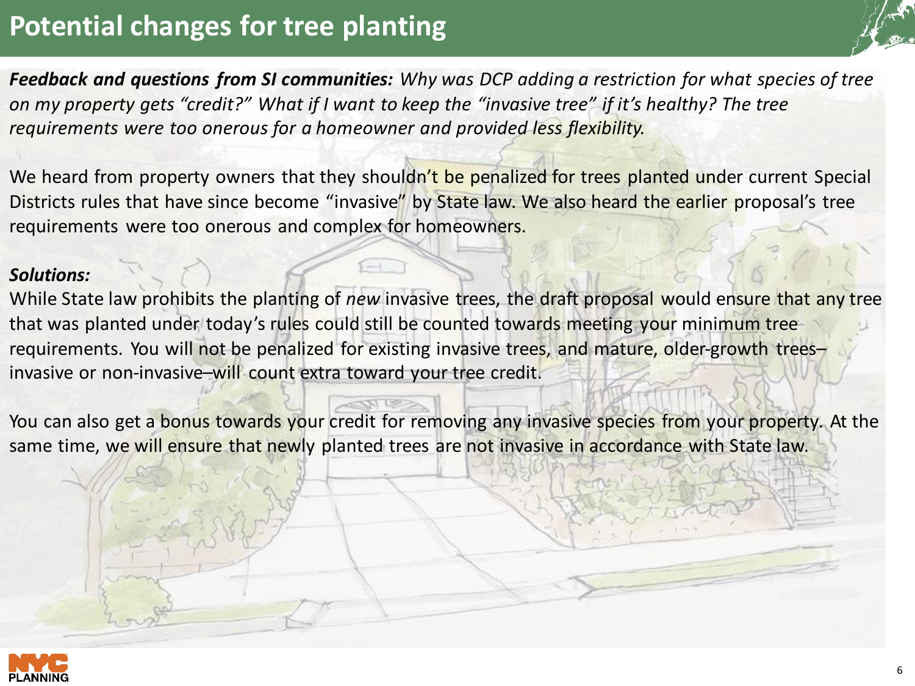# Potential changes for tree planting

***Feedback and questions from SI communities:*** *Why was DCP adding a restriction for what species of tree on my property gets "credit?" What if I want to keep the "invasive tree" if it's healthy? The tree requirements were too onerous for a homeowner and provided less flexibility.*

We heard from property owners that they shouldn't be penalized for trees planted under current Special Districts rules that have since become "invasive" by State law. We also heard the earlier proposal's tree requirements were too onerous and complex for homeowners.

***Solutions:***

While State law prohibits the planting of *new* invasive trees, the draft proposal would ensure that any tree that was planted under today's rules could still be counted towards meeting your minimum tree requirements. You will not be penalized for existing invasive trees, and mature, older-growth trees–invasive or non-invasive–will count extra toward your tree credit.

You can also get a bonus towards your credit for removing any invasive species from your property. At the same time, we will ensure that newly planted trees are not invasive in accordance with State law.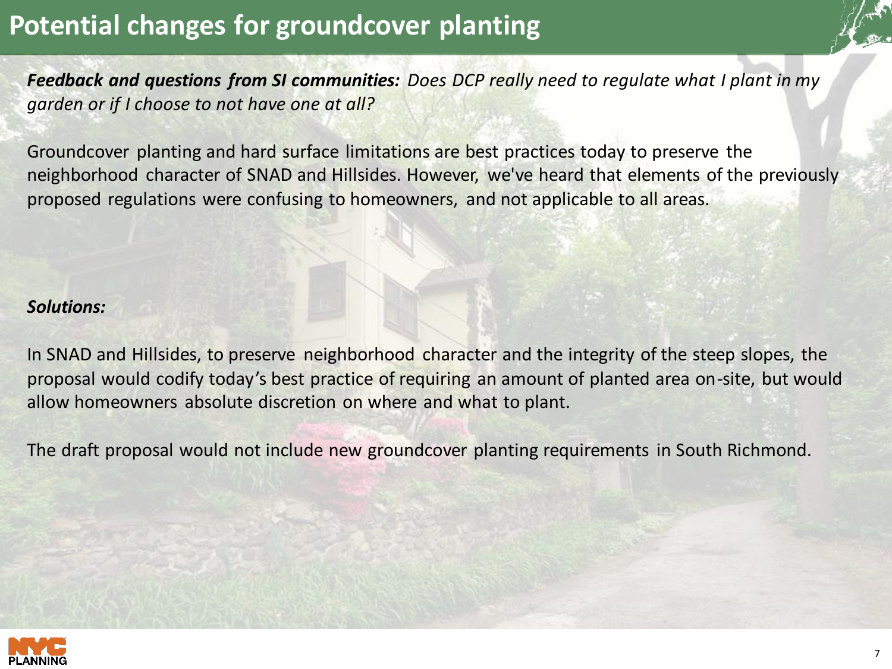# Potential changes for groundcover planting

***Feedback and questions from SI communities:*** *Does DCP really need to regulate what I plant in my garden or if I choose to not have one at all?*

Groundcover planting and hard surface limitations are best practices today to preserve the neighborhood character of SNAD and Hillsides. However, we've heard that elements of the previously proposed regulations were confusing to homeowners, and not applicable to all areas.

***Solutions:***

In SNAD and Hillsides, to preserve neighborhood character and the integrity of the steep slopes, the proposal would codify today's best practice of requiring an amount of planted area on-site, but would allow homeowners absolute discretion on where and what to plant.

The draft proposal would not include new groundcover planting requirements in South Richmond.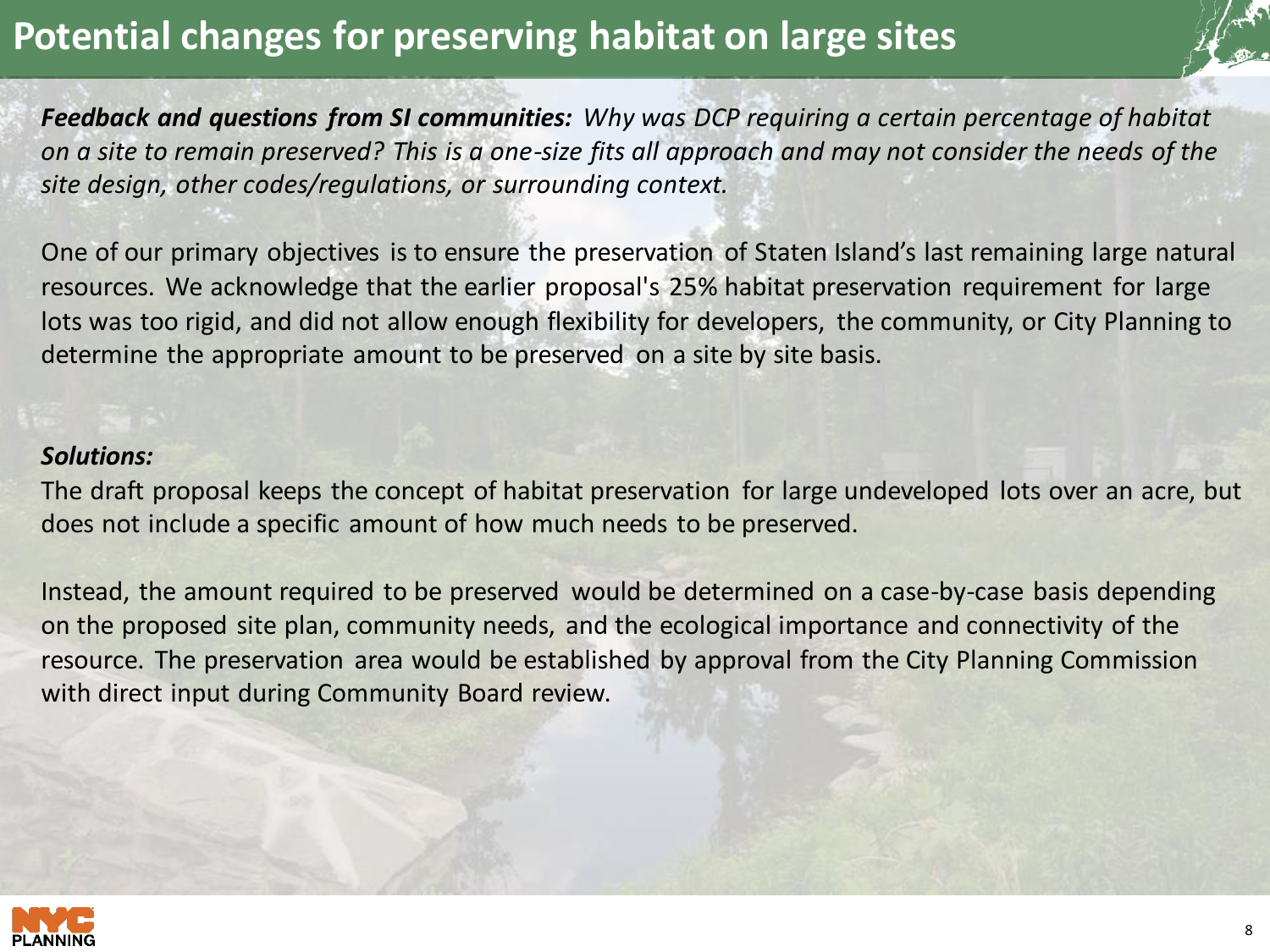# Potential changes for preserving habitat on large sites

***Feedback and questions from SI communities:*** *Why was DCP requiring a certain percentage of habitat on a site to remain preserved? This is a one-size fits all approach and may not consider the needs of the site design, other codes/regulations, or surrounding context.*

One of our primary objectives is to ensure the preservation of Staten Island's last remaining large natural resources. We acknowledge that the earlier proposal's 25% habitat preservation requirement for large lots was too rigid, and did not allow enough flexibility for developers, the community, or City Planning to determine the appropriate amount to be preserved on a site by site basis.

***Solutions:***

The draft proposal keeps the concept of habitat preservation for large undeveloped lots over an acre, but does not include a specific amount of how much needs to be preserved.

Instead, the amount required to be preserved would be determined on a case-by-case basis depending on the proposed site plan, community needs, and the ecological importance and connectivity of the resource. The preservation area would be established by approval from the City Planning Commission with direct input during Community Board review.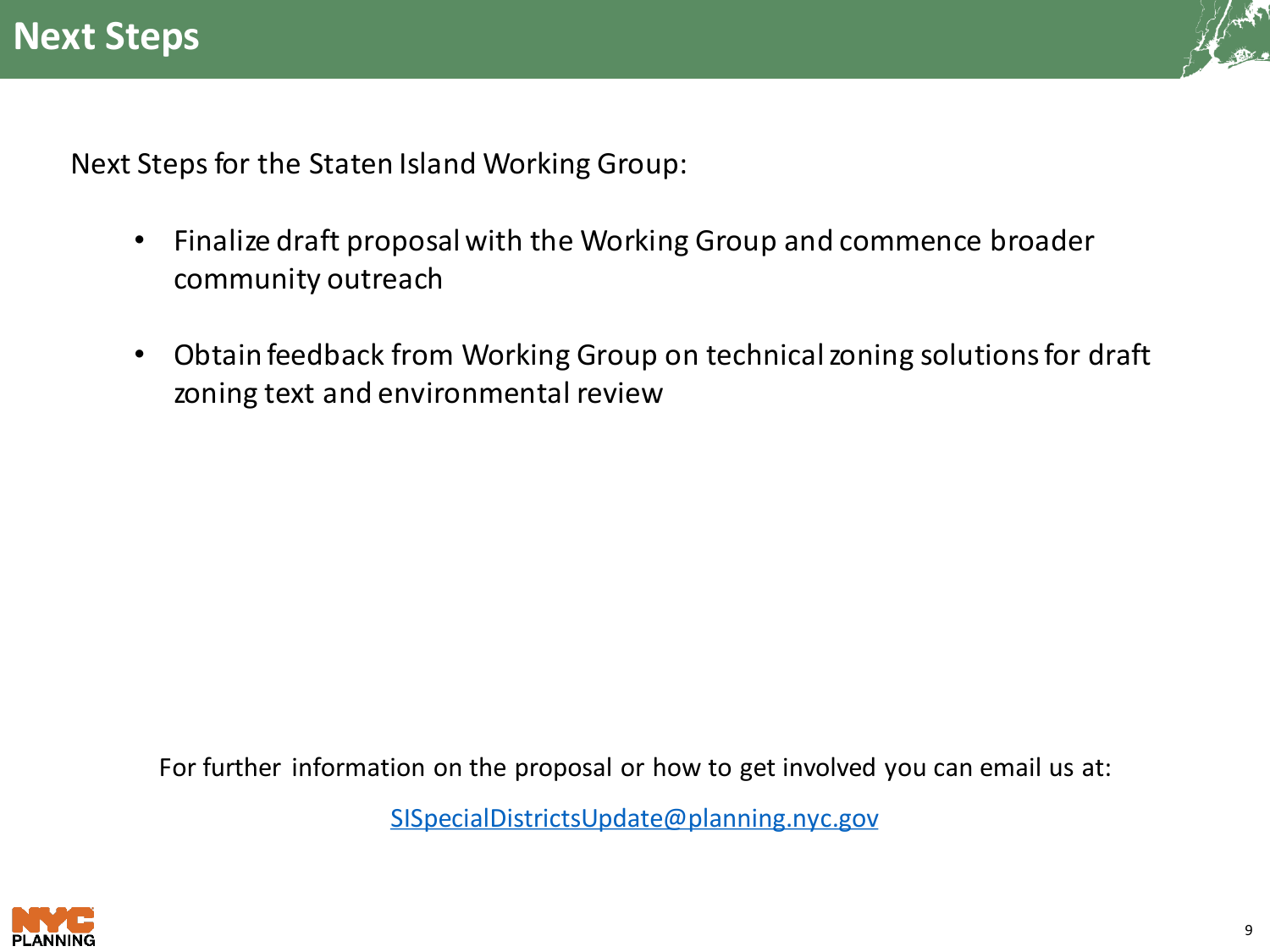# Next Steps

Next Steps for the Staten Island Working Group:

- Finalize draft proposal with the Working Group and commence broader community outreach
- Obtain feedback from Working Group on technical zoning solutions for draft zoning text and environmental review

For further information on the proposal or how to get involved you can email us at:

SISpecialDistrictsUpdate@planning.nyc.gov